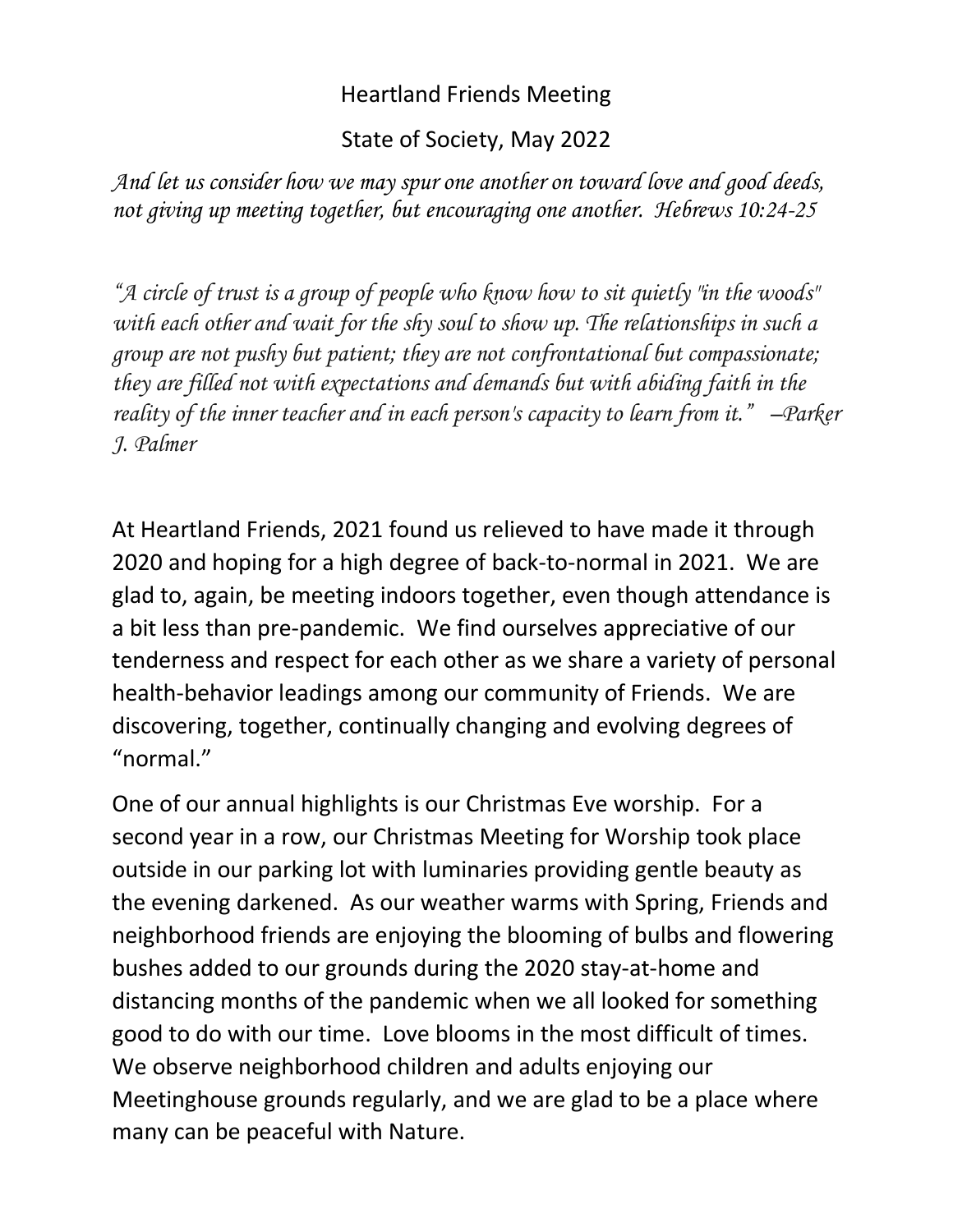# Heartland Friends Meeting

## State of Society, May 2022

*And let us consider how we may spur one another on toward love and good deeds, not giving up meeting together, but encouraging one another. Hebrews 10:24-25*

*"A circle of trust is a group of people who know how to sit quietly "in the woods" with each other and wait for the shy soul to show up. The relationships in such a group are not pushy but patient; they are not confrontational but compassionate; they are filled not with expectations and demands but with abiding faith in the reality of the inner teacher and in each person's capacity to learn from it." —Parker J. Palmer*

At Heartland Friends, 2021 found us relieved to have made it through 2020 and hoping for a high degree of back-to-normal in 2021. We are glad to, again, be meeting indoors together, even though attendance is a bit less than pre-pandemic. We find ourselves appreciative of our tenderness and respect for each other as we share a variety of personal health-behavior leadings among our community of Friends. We are discovering, together, continually changing and evolving degrees of "normal."

One of our annual highlights is our Christmas Eve worship. For a second year in a row, our Christmas Meeting for Worship took place outside in our parking lot with luminaries providing gentle beauty as the evening darkened. As our weather warms with Spring, Friends and neighborhood friends are enjoying the blooming of bulbs and flowering bushes added to our grounds during the 2020 stay-at-home and distancing months of the pandemic when we all looked for something good to do with our time. Love blooms in the most difficult of times. We observe neighborhood children and adults enjoying our Meetinghouse grounds regularly, and we are glad to be a place where many can be peaceful with Nature.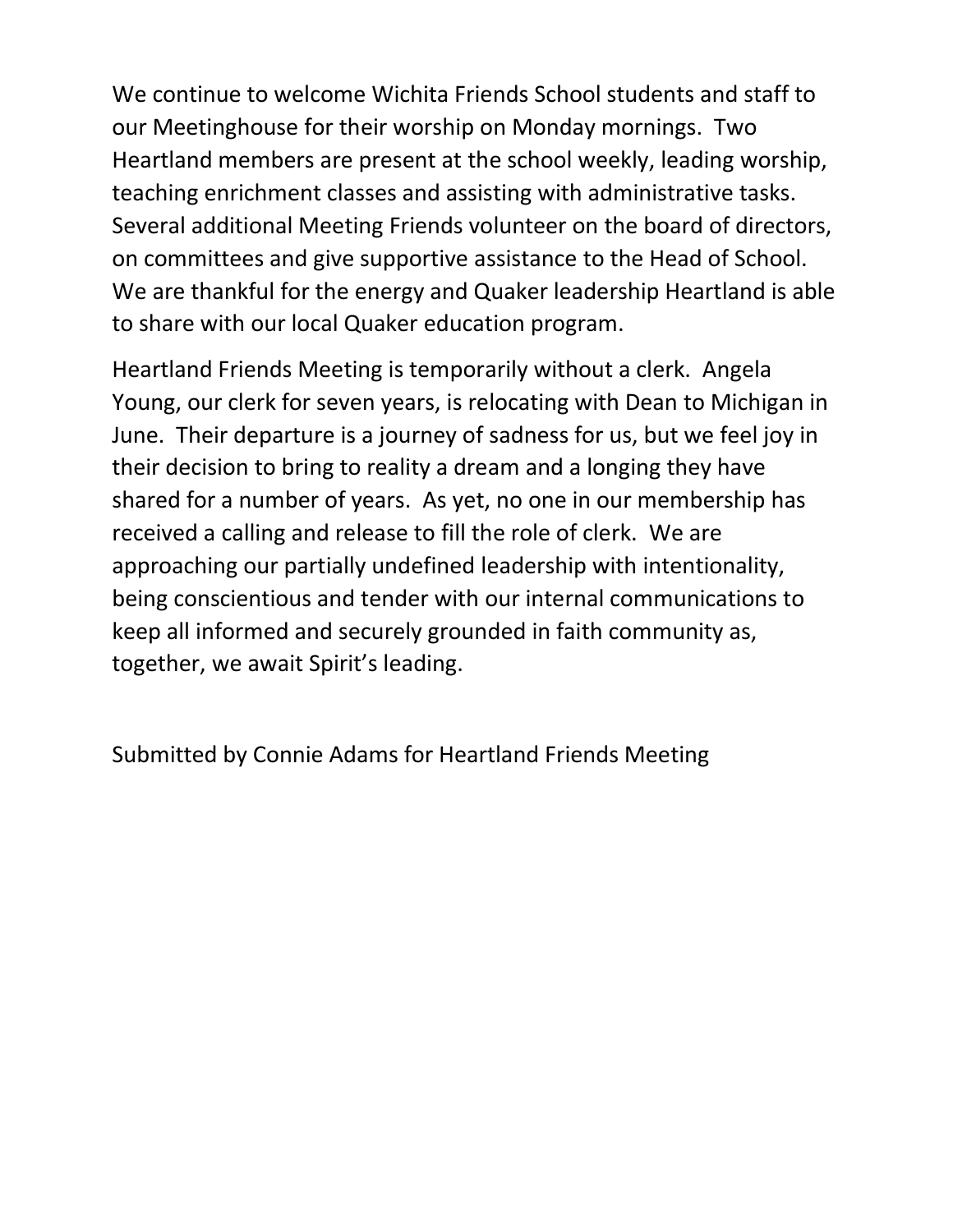We continue to welcome Wichita Friends School students and staff to our Meetinghouse for their worship on Monday mornings. Two Heartland members are present at the school weekly, leading worship, teaching enrichment classes and assisting with administrative tasks. Several additional Meeting Friends volunteer on the board of directors, on committees and give supportive assistance to the Head of School. We are thankful for the energy and Quaker leadership Heartland is able to share with our local Quaker education program.

Heartland Friends Meeting is temporarily without a clerk. Angela Young, our clerk for seven years, is relocating with Dean to Michigan in June. Their departure is a journey of sadness for us, but we feel joy in their decision to bring to reality a dream and a longing they have shared for a number of years. As yet, no one in our membership has received a calling and release to fill the role of clerk. We are approaching our partially undefined leadership with intentionality, being conscientious and tender with our internal communications to keep all informed and securely grounded in faith community as, together, we await Spirit's leading.

Submitted by Connie Adams for Heartland Friends Meeting